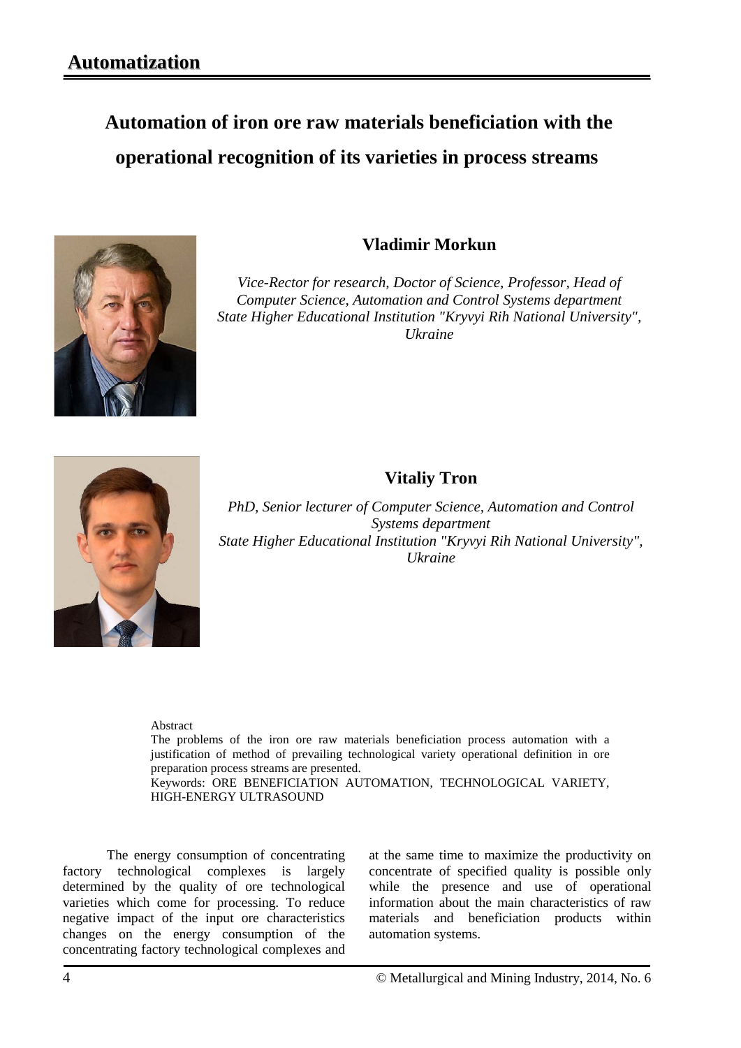# Automation of iron ore raw materials beneficiation with the operational recognition of its varieties in process streams

## Vladimir Morkun

*Vice-Rector for research, Doctor of Science, Professor, Head of Computer Science, Automation and Control Systems department*
*State Higher Educational Institution "Kryvyi Rih National University", Ukraine*

## Vitaliy Tron

*PhD, Senior lecturer of Computer Science, Automation and Control Systems department*
*State Higher Educational Institution "Kryvyi Rih National University", Ukraine*

Abstract

The problems of the iron ore raw materials beneficiation process automation with a justification of method of prevailing technological variety operational definition in ore preparation process streams are presented.

Keywords: ORE BENEFICIATION AUTOMATION, TECHNOLOGICAL VARIETY, HIGH-ENERGY ULTRASOUND

The energy consumption of concentrating factory technological complexes is largely determined by the quality of ore technological varieties which come for processing. To reduce negative impact of the input ore characteristics changes on the energy consumption of the concentrating factory technological complexes and at the same time to maximize the productivity on concentrate of specified quality is possible only while the presence and use of operational information about the main characteristics of raw materials and beneficiation products within automation systems.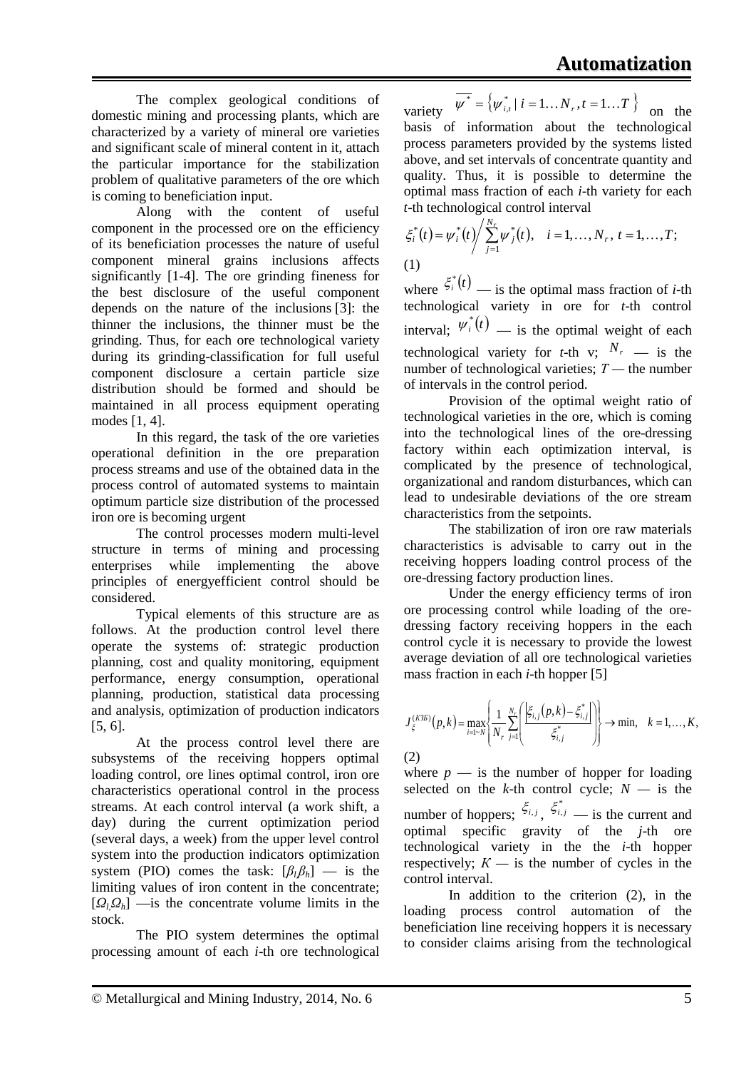The complex geological conditions of domestic mining and processing plants, which are characterized by a variety of mineral ore varieties and significant scale of mineral content in it, attach the particular importance for the stabilization problem of qualitative parameters of the ore which is coming to beneficiation input.

Along with the content of useful component in the processed ore on the efficiency of its beneficiation processes the nature of useful component mineral grains inclusions affects significantly [1-4]. The ore grinding fineness for the best disclosure of the useful component depends on the nature of the inclusions [3]: the thinner the inclusions, the thinner must be the grinding. Thus, for each ore technological variety during its grinding-classification for full useful component disclosure a certain particle size distribution should be formed and should be maintained in all process equipment operating modes [1, 4].

In this regard, the task of the ore varieties operational definition in the ore preparation process streams and use of the obtained data in the process control of automated systems to maintain optimum particle size distribution of the processed iron ore is becoming urgent

The control processes modern multi-level structure in terms of mining and processing enterprises while implementing the above principles of energyefficient control should be considered.

Typical elements of this structure are as follows. At the production control level there operate the systems of: strategic production planning, cost and quality monitoring, equipment performance, energy consumption, operational planning, production, statistical data processing and analysis, optimization of production indicators [5, 6].

At the process control level there are subsystems of the receiving hoppers optimal loading control, ore lines optimal control, iron ore characteristics operational control in the process streams. At each control interval (a work shift, a day) during the current optimization period (several days, a week) from the upper level control system into the production indicators optimization system (PIO) comes the task: $[\beta_l \beta_h]$ — is the limiting values of iron content in the concentrate; $[\Omega_l \Omega_h]$ —is the concentrate volume limits in the stock.

The PIO system determines the optimal processing amount of each *i*-th ore technological variety $\overline{\psi^*} = \{\psi^*_{i,t} \mid i = 1 \ldots N_r, t = 1 \ldots T\}$ on the basis of information about the technological process parameters provided by the systems listed above, and set intervals of concentrate quantity and quality. Thus, it is possible to determine the optimal mass fraction of each *i*-th variety for each *t*-th technological control interval

$$\xi_i^*(t) = \psi_i^*(t) \Big/ \sum_{j=1}^{N_r} \psi_j^*(t), \quad i = 1, \ldots, N_r, \; t = 1, \ldots, T; \tag{1}$$

where $\xi_i^*(t)$ — is the optimal mass fraction of *i*-th technological variety in ore for *t*-th control interval; $\psi_i^*(t)$ — is the optimal weight of each technological variety for *t*-th v; $N_r$ — is the number of technological varieties; $T$ — the number of intervals in the control period.

Provision of the optimal weight ratio of technological varieties in the ore, which is coming into the technological lines of the ore-dressing factory within each optimization interval, is complicated by the presence of technological, organizational and random disturbances, which can lead to undesirable deviations of the ore stream characteristics from the setpoints.

The stabilization of iron ore raw materials characteristics is advisable to carry out in the receiving hoppers loading control process of the ore-dressing factory production lines.

Under the energy efficiency terms of iron ore processing control while loading of the ore-dressing factory receiving hoppers in the each control cycle it is necessary to provide the lowest average deviation of all ore technological varieties mass fraction in each *i*-th hopper [5]

$$J_{\xi}^{(КЗБ)}(p,k) = \max_{i=1 \sim N} \left\{ \frac{1}{N_r} \sum_{j=1}^{N_r} \left( \frac{\left| \xi_{i,j}(p,k) - \xi_{i,j}^* \right|}{\xi_{i,j}^*} \right) \right\} \to \min, \quad k = 1, \ldots, K, \tag{2}$$

where $p$ — is the number of hopper for loading selected on the $k$-th control cycle; $N$ — is the number of hoppers; $\xi_{i,j}$, $\xi_{i,j}^*$ — is the current and optimal specific gravity of the *j*-th ore technological variety in the the *i*-th hopper respectively; $K$ — is the number of cycles in the control interval.

In addition to the criterion (2), in the loading process control automation of the beneficiation line receiving hoppers it is necessary to consider claims arising from the technological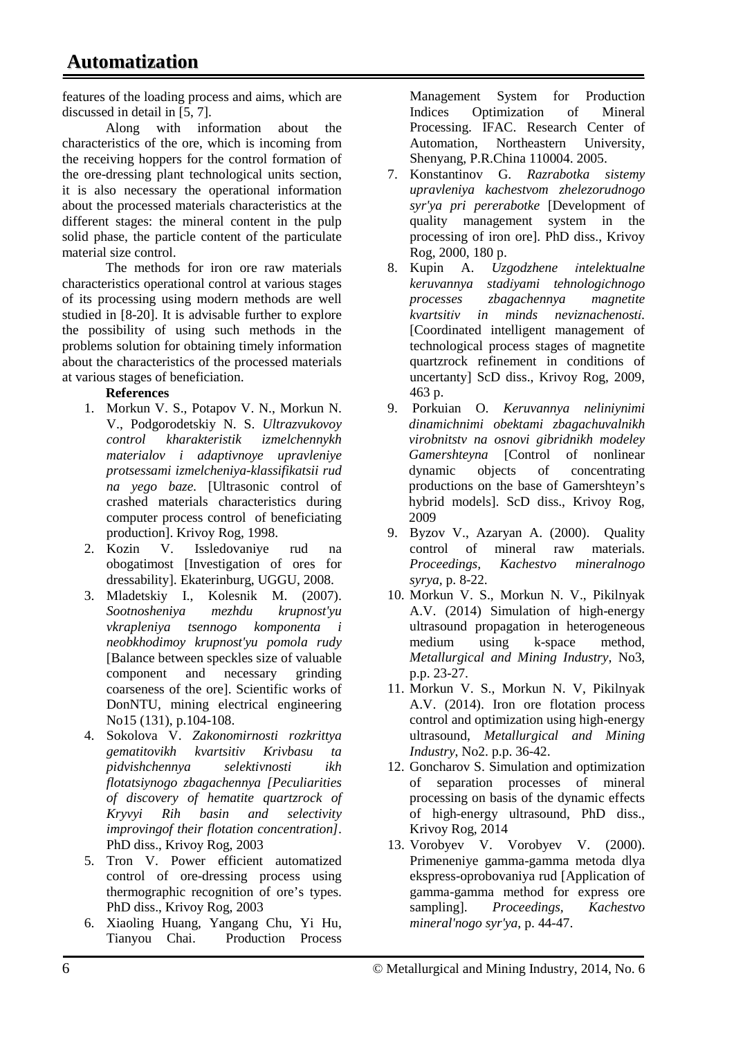features of the loading process and aims, which are discussed in detail in [5, 7].

Along with information about the characteristics of the ore, which is incoming from the receiving hoppers for the control formation of the ore-dressing plant technological units section, it is also necessary the operational information about the processed materials characteristics at the different stages: the mineral content in the pulp solid phase, the particle content of the particulate material size control.

The methods for iron ore raw materials characteristics operational control at various stages of its processing using modern methods are well studied in [8-20]. It is advisable further to explore the possibility of using such methods in the problems solution for obtaining timely information about the characteristics of the processed materials at various stages of beneficiation.

**References**

1. Morkun V. S., Potapov V. N., Morkun N. V., Podgorodetskiy N. S. *Ultrazvukovoy control kharakteristik izmelchennykh materialov i adaptivnoye upravleniye protsessami izmelcheniya-klassifikatsii rud na yego baze.* [Ultrasonic control of crashed materials characteristics during computer process control of beneficiating production]. Krivoy Rog, 1998.
2. Kozin V. Issledovaniye rud na obogatimost [Investigation of ores for dressability]. Ekaterinburg, UGGU, 2008.
3. Mladetskiy I., Kolesnik M. (2007). *Sootnosheniya mezhdu krupnost'yu vkrapleniya tsennogo komponenta i neobkhodimoy krupnost'yu pomola rudy* [Balance between speckles size of valuable component and necessary grinding coarseness of the ore]. Scientific works of DonNTU, mining electrical engineering No15 (131), p.104-108.
4. Sokolova V. *Zakonomirnosti rozkrittya gematitovikh kvartsitiv Krivbasu ta pidvishchennya selektivnosti ikh flotatsiynogo zbagachennya [Peculiarities of discovery of hematite quartzrock of Kryvyi Rih basin and selectivity improvingof their flotation concentration]*. PhD diss., Krivoy Rog, 2003
5. Tron V. Power efficient automatized control of ore-dressing process using thermographic recognition of ore's types. PhD diss., Krivoy Rog, 2003
6. Xiaoling Huang, Yangang Chu, Yi Hu, Tianyou Chai. Production Process Management System for Production Indices Optimization of Mineral Processing. IFAC. Research Center of Automation, Northeastern University, Shenyang, P.R.China 110004. 2005.
7. Konstantinov G. *Razrabotka sistemy upravleniya kachestvom zhelezorudnogo syr'ya pri pererabotke* [Development of quality management system in the processing of iron ore]. PhD diss., Krivoy Rog, 2000, 180 p.
8. Kupin A. *Uzgodzhene intelektualne keruvannya stadiyami tehnologichnogo processes zbagachennya magnetite kvartsitiv in minds neviznachenosti.* [Coordinated intelligent management of technological process stages of magnetite quartzrock refinement in conditions of uncertanty] ScD diss., Krivoy Rog, 2009, 463 p.
9. Porkuian O. *Keruvannya neliniynimi dinamichnimi obektami zbagachuvalnikh virobnitstv na osnovi gibridnikh modeley Gamershteyna* [Control of nonlinear dynamic objects of concentrating productions on the base of Gamershteyn's hybrid models]. ScD diss., Krivoy Rog, 2009
9. Byzov V., Azaryan A. (2000). Quality control of mineral raw materials. *Proceedings, Kachestvo mineralnogo syrya*, p. 8-22.
10. Morkun V. S., Morkun N. V., Pikilnyak A.V. (2014) Simulation of high-energy ultrasound propagation in heterogeneous medium using k-space method, *Metallurgical and Mining Industry*, No3, p.p. 23-27.
11. Morkun V. S., Morkun N. V, Pikilnyak A.V. (2014). Iron ore flotation process control and optimization using high-energy ultrasound, *Metallurgical and Mining Industry*, No2. p.p. 36-42.
12. Goncharov S. Simulation and optimization of separation processes of mineral processing on basis of the dynamic effects of high-energy ultrasound, PhD diss., Krivoy Rog, 2014
13. Vorobyev V. Vorobyev V. (2000). Primeneniye gamma-gamma metoda dlya ekspress-oprobovaniya rud [Application of gamma-gamma method for express ore sampling]. *Proceedings*, *Kachestvo mineral'nogo syr'ya*, p. 44-47.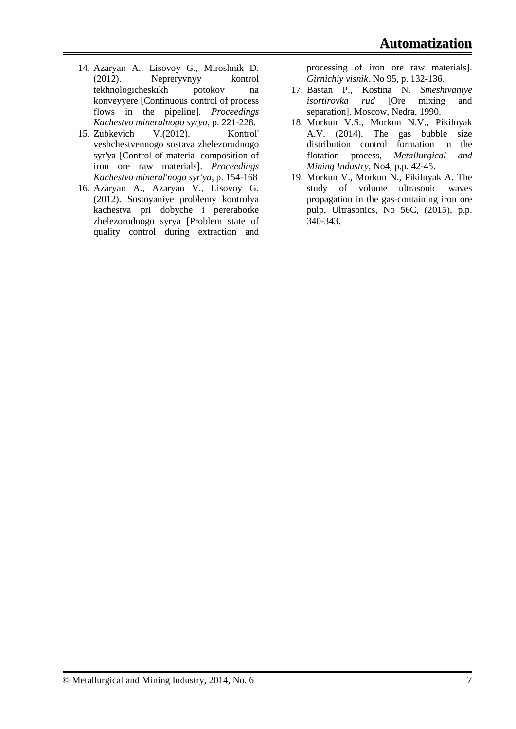14. Azaryan A., Lisovoy G., Miroshnik D. (2012). Nepreryvnyy kontrol tekhnologicheskikh potokov na konveyyere [Continuous control of process flows in the pipeline]. *Proceedings Kachestvo mineralnogo syrya,* p. 221-228.
15. Zubkevich V.(2012). Kontrol' veshchestvennogo sostava zhelezorudnogo syr'ya [Control of material composition of iron ore raw materials]. *Proceedings Kachestvo mineral'nogo syr'ya*, p. 154-168
16. Azaryan A., Azaryan V., Lisovoy G. (2012). Sostoyaniye problemy kontrolya kachestva pri dobyche i pererabotke zhelezorudnogo syrya [Problem state of quality control during extraction and processing of iron ore raw materials]. *Girnichiy visnik*. No 95, p. 132-136.
17. Bastan P., Kostina N. *Smeshivaniye isortirovka rud* [Ore mixing and separation]. Moscow, Nedra, 1990.
18. Morkun V.S., Morkun N.V., Pikilnyak A.V. (2014). The gas bubble size distribution control formation in the flotation process, *Metallurgical and Mining Industry*, No4, p.p. 42-45.
19. Morkun V., Morkun N., Pikilnyak A. The study of volume ultrasonic waves propagation in the gas-containing iron ore pulp, Ultrasonics, No 56C, (2015), p.p. 340-343.